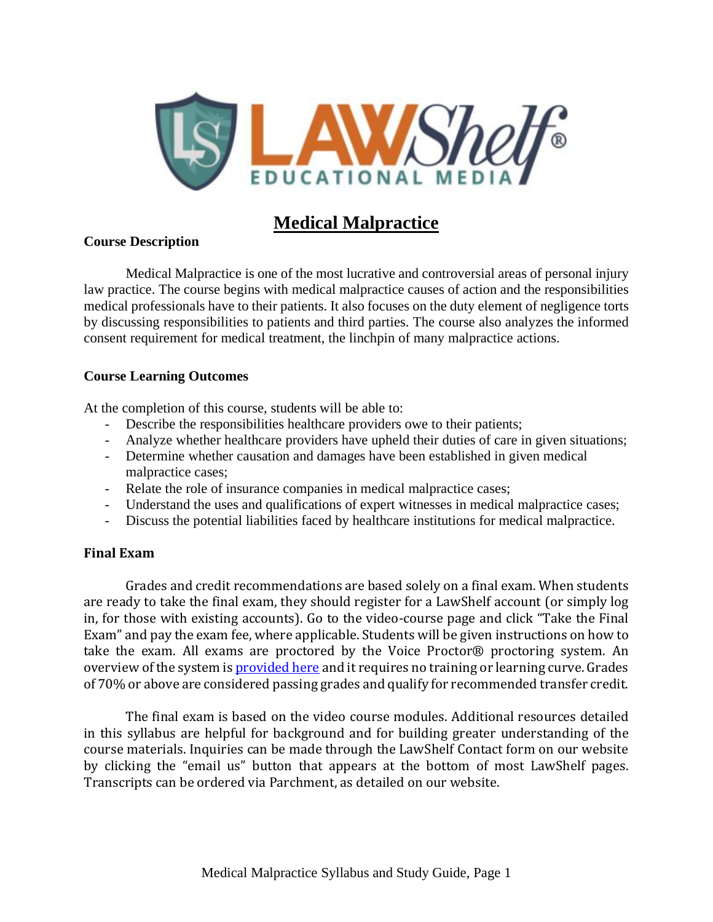# Medical Malpractice

## Course Description

Medical Malpractice is one of the most lucrative and controversial areas of personal injury law practice. The course begins with medical malpractice causes of action and the responsibilities medical professionals have to their patients. It also focuses on the duty element of negligence torts by discussing responsibilities to patients and third parties. The course also analyzes the informed consent requirement for medical treatment, the linchpin of many malpractice actions.

## Course Learning Outcomes

At the completion of this course, students will be able to:

- Describe the responsibilities healthcare providers owe to their patients;
- Analyze whether healthcare providers have upheld their duties of care in given situations;
- Determine whether causation and damages have been established in given medical malpractice cases;
- Relate the role of insurance companies in medical malpractice cases;
- Understand the uses and qualifications of expert witnesses in medical malpractice cases;
- Discuss the potential liabilities faced by healthcare institutions for medical malpractice.

## Final Exam

Grades and credit recommendations are based solely on a final exam. When students are ready to take the final exam, they should register for a LawShelf account (or simply log in, for those with existing accounts). Go to the video-course page and click "Take the Final Exam" and pay the exam fee, where applicable. Students will be given instructions on how to take the exam. All exams are proctored by the Voice Proctor® proctoring system. An overview of the system is provided here and it requires no training or learning curve. Grades of 70% or above are considered passing grades and qualify for recommended transfer credit.

The final exam is based on the video course modules. Additional resources detailed in this syllabus are helpful for background and for building greater understanding of the course materials. Inquiries can be made through the LawShelf Contact form on our website by clicking the "email us" button that appears at the bottom of most LawShelf pages. Transcripts can be ordered via Parchment, as detailed on our website.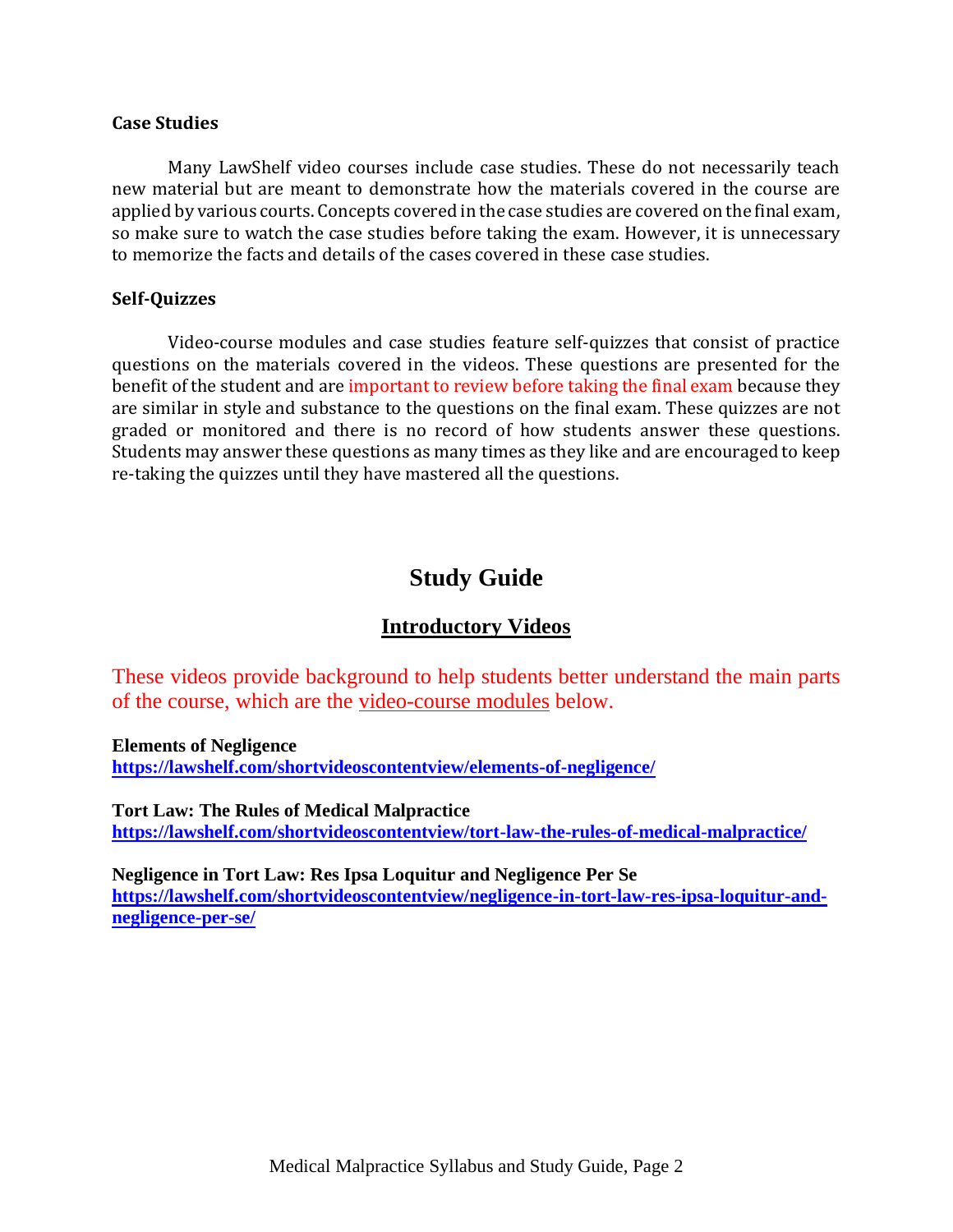### Case Studies

Many LawShelf video courses include case studies. These do not necessarily teach new material but are meant to demonstrate how the materials covered in the course are applied by various courts. Concepts covered in the case studies are covered on the final exam, so make sure to watch the case studies before taking the exam. However, it is unnecessary to memorize the facts and details of the cases covered in these case studies.

### Self-Quizzes

Video-course modules and case studies feature self-quizzes that consist of practice questions on the materials covered in the videos. These questions are presented for the benefit of the student and are important to review before taking the final exam because they are similar in style and substance to the questions on the final exam. These quizzes are not graded or monitored and there is no record of how students answer these questions. Students may answer these questions as many times as they like and are encouraged to keep re-taking the quizzes until they have mastered all the questions.

# Study Guide

## Introductory Videos

These videos provide background to help students better understand the main parts of the course, which are the video-course modules below.

**Elements of Negligence**
**https://lawshelf.com/shortvideoscontentview/elements-of-negligence/**

**Tort Law: The Rules of Medical Malpractice**
**https://lawshelf.com/shortvideoscontentview/tort-law-the-rules-of-medical-malpractice/**

**Negligence in Tort Law: Res Ipsa Loquitur and Negligence Per Se**
**https://lawshelf.com/shortvideoscontentview/negligence-in-tort-law-res-ipsa-loquitur-and-negligence-per-se/**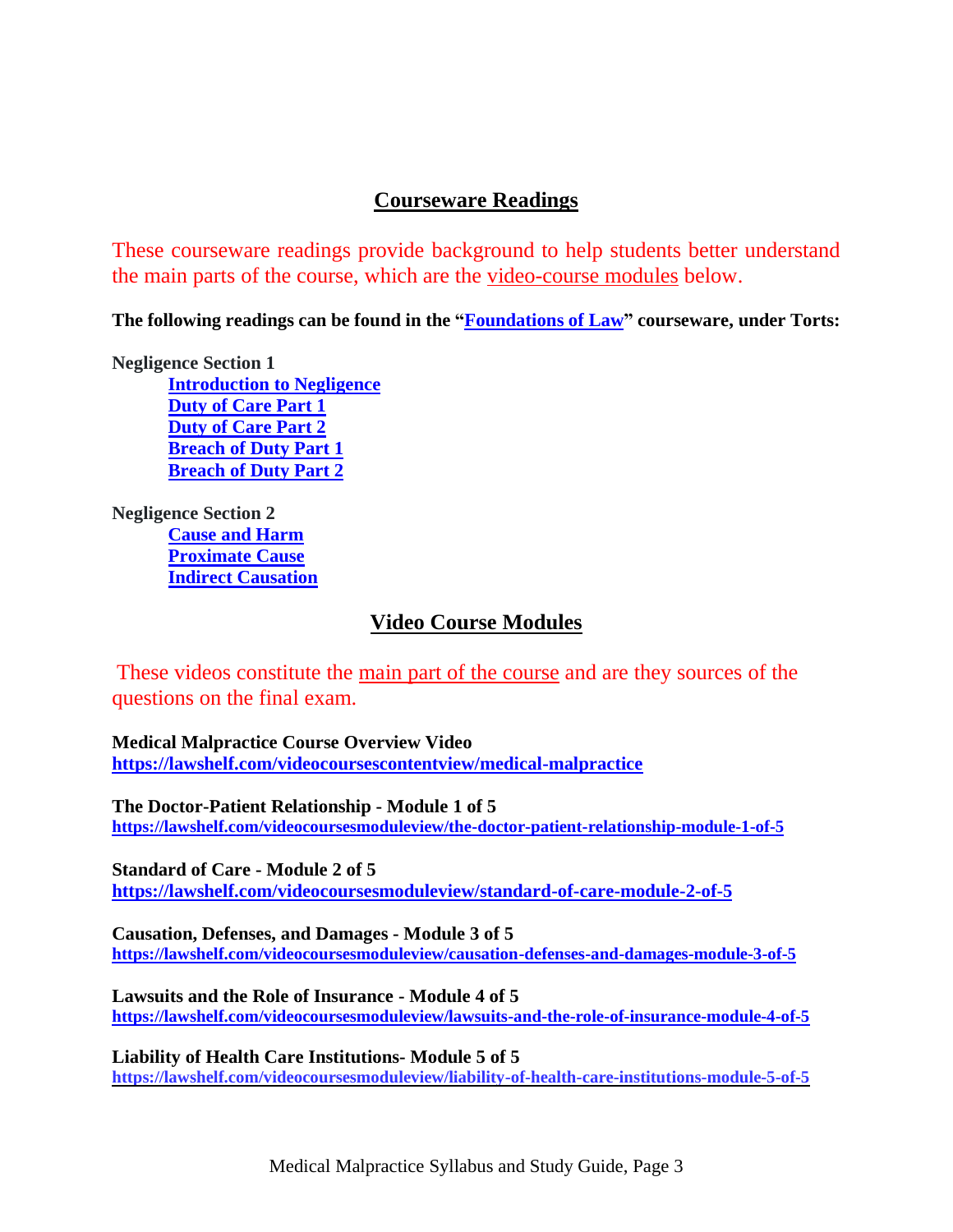## Courseware Readings

These courseware readings provide background to help students better understand the main parts of the course, which are the video-course modules below.

**The following readings can be found in the "Foundations of Law" courseware, under Torts:**

**Negligence Section 1**

- **Introduction to Negligence**
- **Duty of Care Part 1**
- **Duty of Care Part 2**
- **Breach of Duty Part 1**
- **Breach of Duty Part 2**

**Negligence Section 2**

- **Cause and Harm**
- **Proximate Cause**
- **Indirect Causation**

## Video Course Modules

These videos constitute the main part of the course and are they sources of the questions on the final exam.

**Medical Malpractice Course Overview Video**
**https://lawshelf.com/videocoursescontentview/medical-malpractice**

**The Doctor-Patient Relationship - Module 1 of 5**
**https://lawshelf.com/videocoursesmoduleview/the-doctor-patient-relationship-module-1-of-5**

**Standard of Care - Module 2 of 5**
**https://lawshelf.com/videocoursesmoduleview/standard-of-care-module-2-of-5**

**Causation, Defenses, and Damages - Module 3 of 5**
**https://lawshelf.com/videocoursesmoduleview/causation-defenses-and-damages-module-3-of-5**

**Lawsuits and the Role of Insurance - Module 4 of 5**
**https://lawshelf.com/videocoursesmoduleview/lawsuits-and-the-role-of-insurance-module-4-of-5**

**Liability of Health Care Institutions- Module 5 of 5**
**https://lawshelf.com/videocoursesmoduleview/liability-of-health-care-institutions-module-5-of-5**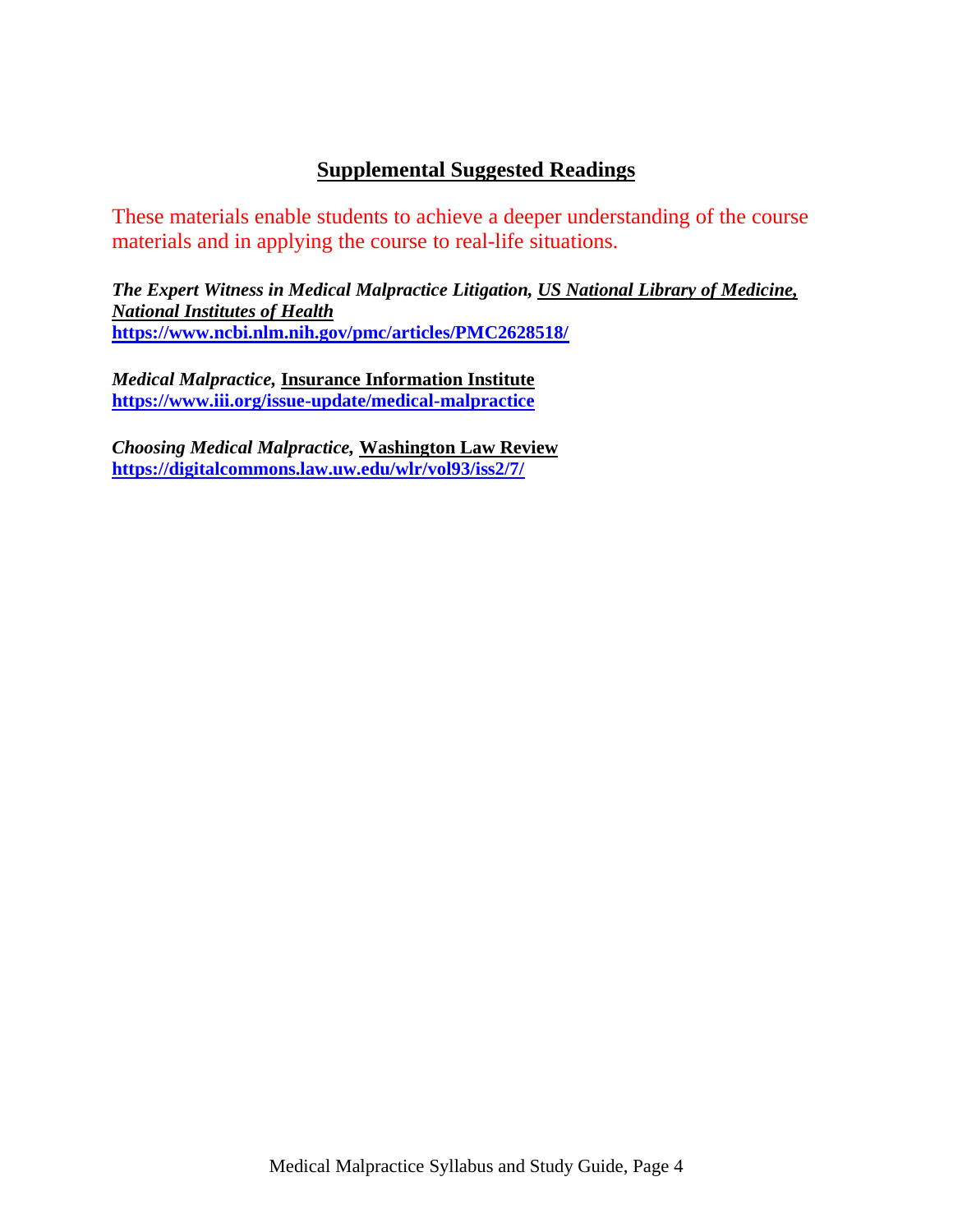## Supplemental Suggested Readings

These materials enable students to achieve a deeper understanding of the course materials and in applying the course to real-life situations.

***The Expert Witness in Medical Malpractice Litigation,*** ***US National Library of Medicine, National Institutes of Health***
**https://www.ncbi.nlm.nih.gov/pmc/articles/PMC2628518/**

***Medical Malpractice,*** **Insurance Information Institute**
**https://www.iii.org/issue-update/medical-malpractice**

***Choosing Medical Malpractice,*** **Washington Law Review**
**https://digitalcommons.law.uw.edu/wlr/vol93/iss2/7/**